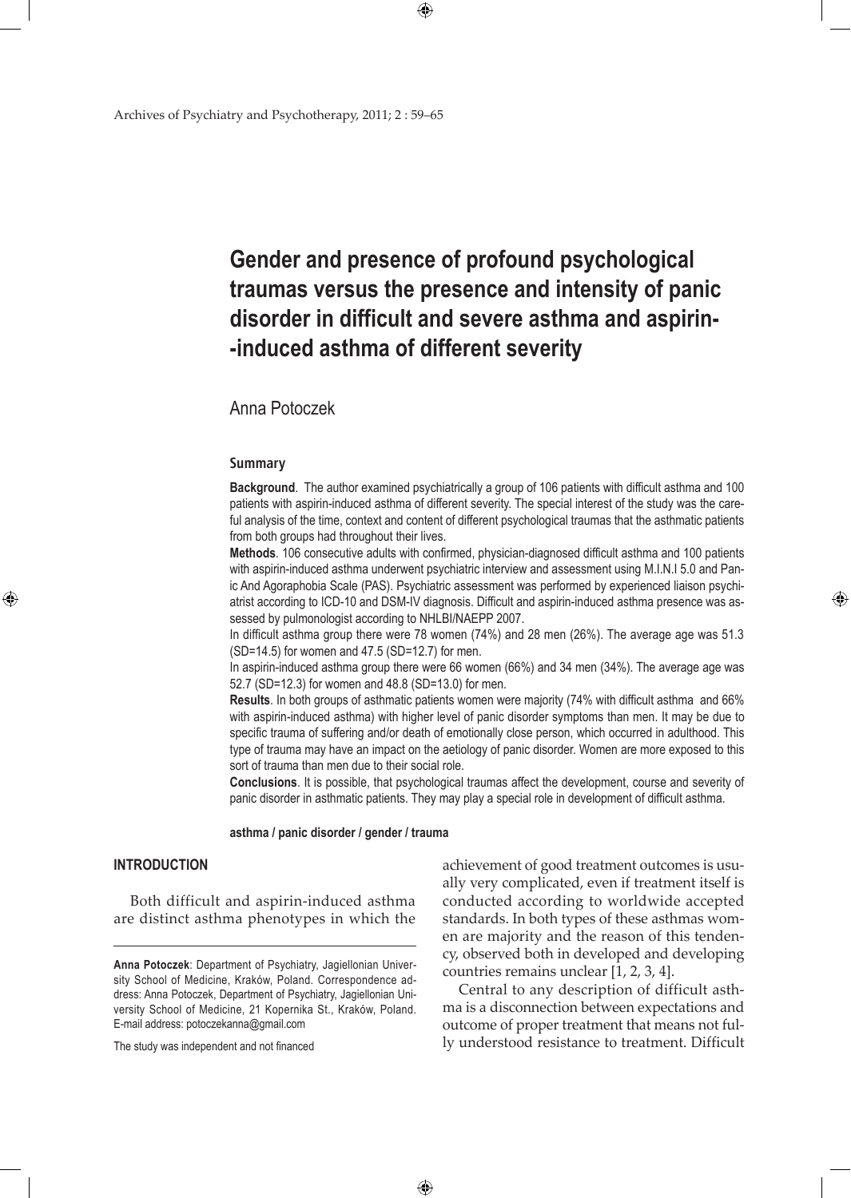# Gender and presence of profound psychological traumas versus the presence and intensity of panic disorder in difficult and severe asthma and aspirin--induced asthma of different severity

Anna Potoczek

### Summary

**Background**. The author examined psychiatrically a group of 106 patients with difficult asthma and 100 patients with aspirin-induced asthma of different severity. The special interest of the study was the careful analysis of the time, context and content of different psychological traumas that the asthmatic patients from both groups had throughout their lives.

**Methods**. 106 consecutive adults with confirmed, physician-diagnosed difficult asthma and 100 patients with aspirin-induced asthma underwent psychiatric interview and assessment using M.I.N.I 5.0 and Panic And Agoraphobia Scale (PAS). Psychiatric assessment was performed by experienced liaison psychiatrist according to ICD-10 and DSM-IV diagnosis. Difficult and aspirin-induced asthma presence was assessed by pulmonologist according to NHLBI/NAEPP 2007.

In difficult asthma group there were 78 women (74%) and 28 men (26%). The average age was 51.3 (SD=14.5) for women and 47.5 (SD=12.7) for men.

In aspirin-induced asthma group there were 66 women (66%) and 34 men (34%). The average age was 52.7 (SD=12.3) for women and 48.8 (SD=13.0) for men.

**Results**. In both groups of asthmatic patients women were majority (74% with difficult asthma and 66% with aspirin-induced asthma) with higher level of panic disorder symptoms than men. It may be due to specific trauma of suffering and/or death of emotionally close person, which occurred in adulthood. This type of trauma may have an impact on the aetiology of panic disorder. Women are more exposed to this sort of trauma than men due to their social role.

**Conclusions**. It is possible, that psychological traumas affect the development, course and severity of panic disorder in asthmatic patients. They may play a special role in development of difficult asthma.

**asthma / panic disorder / gender / trauma**

## INTRODUCTION

Both difficult and aspirin-induced asthma are distinct asthma phenotypes in which the achievement of good treatment outcomes is usually very complicated, even if treatment itself is conducted according to worldwide accepted standards. In both types of these asthmas women are majority and the reason of this tendency, observed both in developed and developing countries remains unclear [1, 2, 3, 4].

Central to any description of difficult asthma is a disconnection between expectations and outcome of proper treatment that means not fully understood resistance to treatment. Difficult

---

**Anna Potoczek**: Department of Psychiatry, Jagiellonian University School of Medicine, Kraków, Poland. Correspondence address: Anna Potoczek, Department of Psychiatry, Jagiellonian University School of Medicine, 21 Kopernika St., Kraków, Poland. E-mail address: potoczekanna@gmail.com

The study was independent and not financed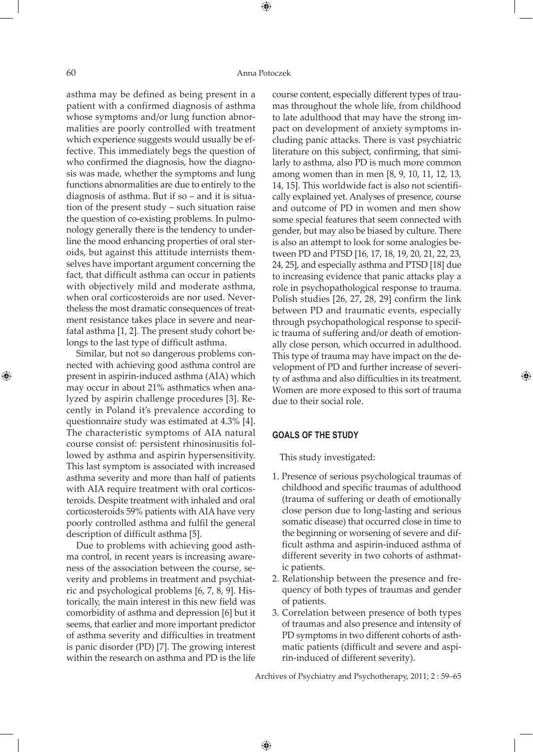asthma may be defined as being present in a patient with a confirmed diagnosis of asthma whose symptoms and/or lung function abnormalities are poorly controlled with treatment which experience suggests would usually be effective. This immediately begs the question of who confirmed the diagnosis, how the diagnosis was made, whether the symptoms and lung functions abnormalities are due to entirely to the diagnosis of asthma. But if so – and it is situation of the present study – such situation raise the question of co-existing problems. In pulmonology generally there is the tendency to underline the mood enhancing properties of oral steroids, but against this attitude internists themselves have important argument concerning the fact, that difficult asthma can occur in patients with objectively mild and moderate asthma, when oral corticosteroids are nor used. Nevertheless the most dramatic consequences of treatment resistance takes place in severe and near-fatal asthma [1, 2]. The present study cohort belongs to the last type of difficult asthma.

Similar, but not so dangerous problems connected with achieving good asthma control are present in aspirin-induced asthma (AIA) which may occur in about 21% asthmatics when analyzed by aspirin challenge procedures [3]. Recently in Poland it's prevalence according to questionnaire study was estimated at 4.3% [4]. The characteristic symptoms of AIA natural course consist of: persistent rhinosinusitis followed by asthma and aspirin hypersensitivity. This last symptom is associated with increased asthma severity and more than half of patients with AIA require treatment with oral corticosteroids. Despite treatment with inhaled and oral corticosteroids 59% patients with AIA have very poorly controlled asthma and fulfil the general description of difficult asthma [5].

Due to problems with achieving good asthma control, in recent years is increasing awareness of the association between the course, severity and problems in treatment and psychiatric and psychological problems [6, 7, 8, 9]. Historically, the main interest in this new field was comorbidity of asthma and depression [6] but it seems, that earlier and more important predictor of asthma severity and difficulties in treatment is panic disorder (PD) [7]. The growing interest within the research on asthma and PD is the life course content, especially different types of traumas throughout the whole life, from childhood to late adulthood that may have the strong impact on development of anxiety symptoms including panic attacks. There is vast psychiatric literature on this subject, confirming, that similarly to asthma, also PD is much more common among women than in men [8, 9, 10, 11, 12, 13, 14, 15]. This worldwide fact is also not scientifically explained yet. Analyses of presence, course and outcome of PD in women and men show some special features that seem connected with gender, but may also be biased by culture. There is also an attempt to look for some analogies between PD and PTSD [16, 17, 18, 19, 20, 21, 22, 23, 24, 25], and especially asthma and PTSD [18] due to increasing evidence that panic attacks play a role in psychopathological response to trauma. Polish studies [26, 27, 28, 29] confirm the link between PD and traumatic events, especially through psychopathological response to specific trauma of suffering and/or death of emotionally close person, which occurred in adulthood. This type of trauma may have impact on the development of PD and further increase of severity of asthma and also difficulties in its treatment. Women are more exposed to this sort of trauma due to their social role.

## GOALS OF THE STUDY

This study investigated:

1. Presence of serious psychological traumas of childhood and specific traumas of adulthood (trauma of suffering or death of emotionally close person due to long-lasting and serious somatic disease) that occurred close in time to the beginning or worsening of severe and difficult asthma and aspirin-induced asthma of different severity in two cohorts of asthmatic patients.
2. Relationship between the presence and frequency of both types of traumas and gender of patients.
3. Correlation between presence of both types of traumas and also presence and intensity of PD symptoms in two different cohorts of asthmatic patients (difficult and severe and aspirin-induced of different severity).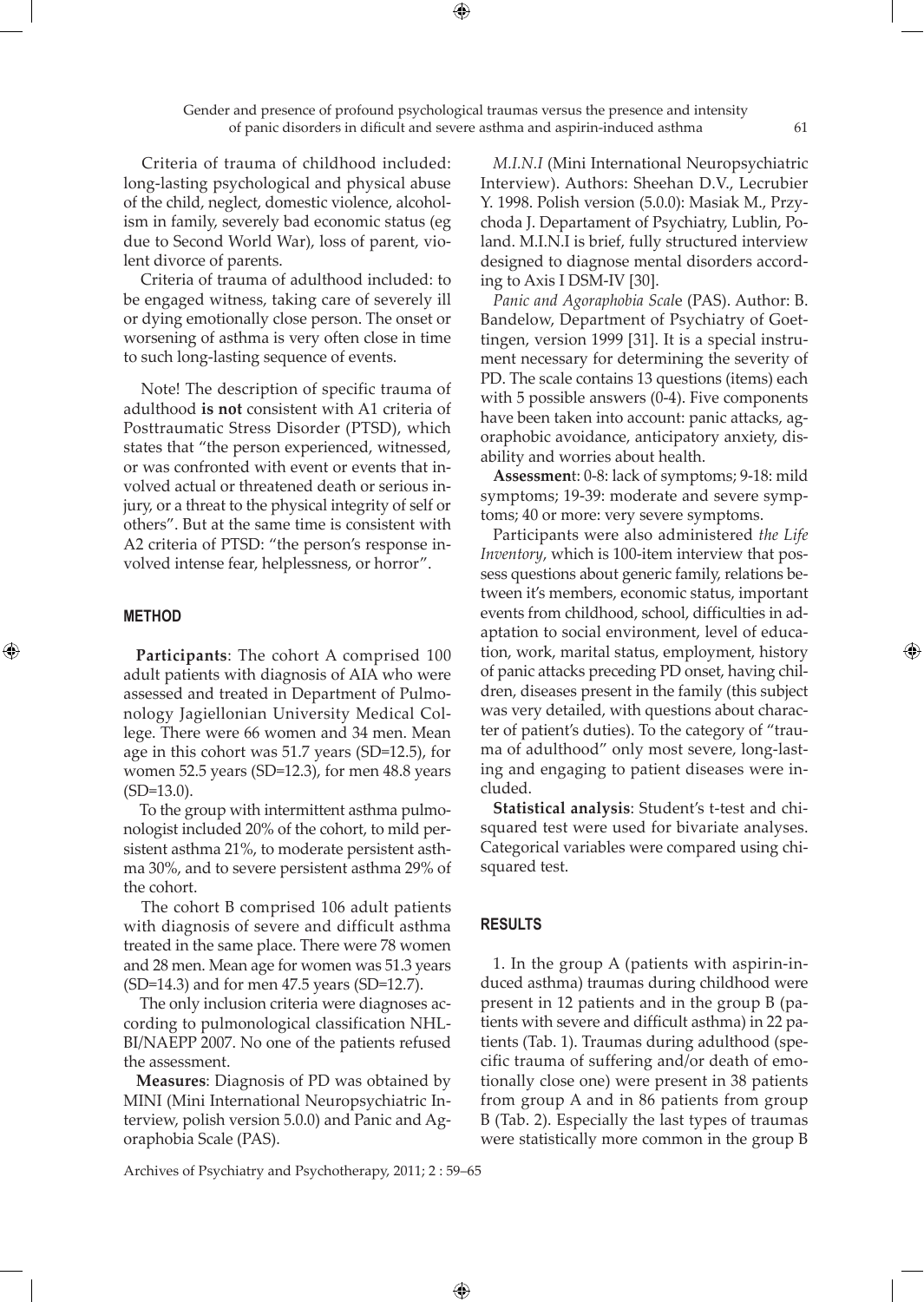Criteria of trauma of childhood included: long-lasting psychological and physical abuse of the child, neglect, domestic violence, alcoholism in family, severely bad economic status (eg due to Second World War), loss of parent, violent divorce of parents.

Criteria of trauma of adulthood included: to be engaged witness, taking care of severely ill or dying emotionally close person. The onset or worsening of asthma is very often close in time to such long-lasting sequence of events.

Note! The description of specific trauma of adulthood **is not** consistent with A1 criteria of Posttraumatic Stress Disorder (PTSD), which states that "the person experienced, witnessed, or was confronted with event or events that involved actual or threatened death or serious injury, or a threat to the physical integrity of self or others". But at the same time is consistent with A2 criteria of PTSD: "the person's response involved intense fear, helplessness, or horror".

## METHOD

**Participants**: The cohort A comprised 100 adult patients with diagnosis of AIA who were assessed and treated in Department of Pulmonology Jagiellonian University Medical College. There were 66 women and 34 men. Mean age in this cohort was 51.7 years (SD=12.5), for women 52.5 years (SD=12.3), for men 48.8 years (SD=13.0).

To the group with intermittent asthma pulmonologist included 20% of the cohort, to mild persistent asthma 21%, to moderate persistent asthma 30%, and to severe persistent asthma 29% of the cohort.

The cohort B comprised 106 adult patients with diagnosis of severe and difficult asthma treated in the same place. There were 78 women and 28 men. Mean age for women was 51.3 years (SD=14.3) and for men 47.5 years (SD=12.7).

The only inclusion criteria were diagnoses according to pulmonological classification NHLBI/NAEPP 2007. No one of the patients refused the assessment.

**Measures**: Diagnosis of PD was obtained by MINI (Mini International Neuropsychiatric Interview, polish version 5.0.0) and Panic and Agoraphobia Scale (PAS).

*M.I.N.I* (Mini International Neuropsychiatric Interview). Authors: Sheehan D.V., Lecrubier Y. 1998. Polish version (5.0.0): Masiak M., Przychoda J. Departament of Psychiatry, Lublin, Poland. M.I.N.I is brief, fully structured interview designed to diagnose mental disorders according to Axis I DSM-IV [30].

*Panic and Agoraphobia Scale* (PAS). Author: B. Bandelow, Department of Psychiatry of Goettingen, version 1999 [31]. It is a special instrument necessary for determining the severity of PD. The scale contains 13 questions (items) each with 5 possible answers (0-4). Five components have been taken into account: panic attacks, agoraphobic avoidance, anticipatory anxiety, disability and worries about health.

**Assessment**: 0-8: lack of symptoms; 9-18: mild symptoms; 19-39: moderate and severe symptoms; 40 or more: very severe symptoms.

Participants were also administered *the Life Inventory*, which is 100-item interview that possess questions about generic family, relations between it's members, economic status, important events from childhood, school, difficulties in adaptation to social environment, level of education, work, marital status, employment, history of panic attacks preceding PD onset, having children, diseases present in the family (this subject was very detailed, with questions about character of patient's duties). To the category of "trauma of adulthood" only most severe, long-lasting and engaging to patient diseases were included.

**Statistical analysis**: Student's t-test and chi-squared test were used for bivariate analyses. Categorical variables were compared using chi-squared test.

## RESULTS

1. In the group A (patients with aspirin-induced asthma) traumas during childhood were present in 12 patients and in the group B (patients with severe and difficult asthma) in 22 patients (Tab. 1). Traumas during adulthood (specific trauma of suffering and/or death of emotionally close one) were present in 38 patients from group A and in 86 patients from group B (Tab. 2). Especially the last types of traumas were statistically more common in the group B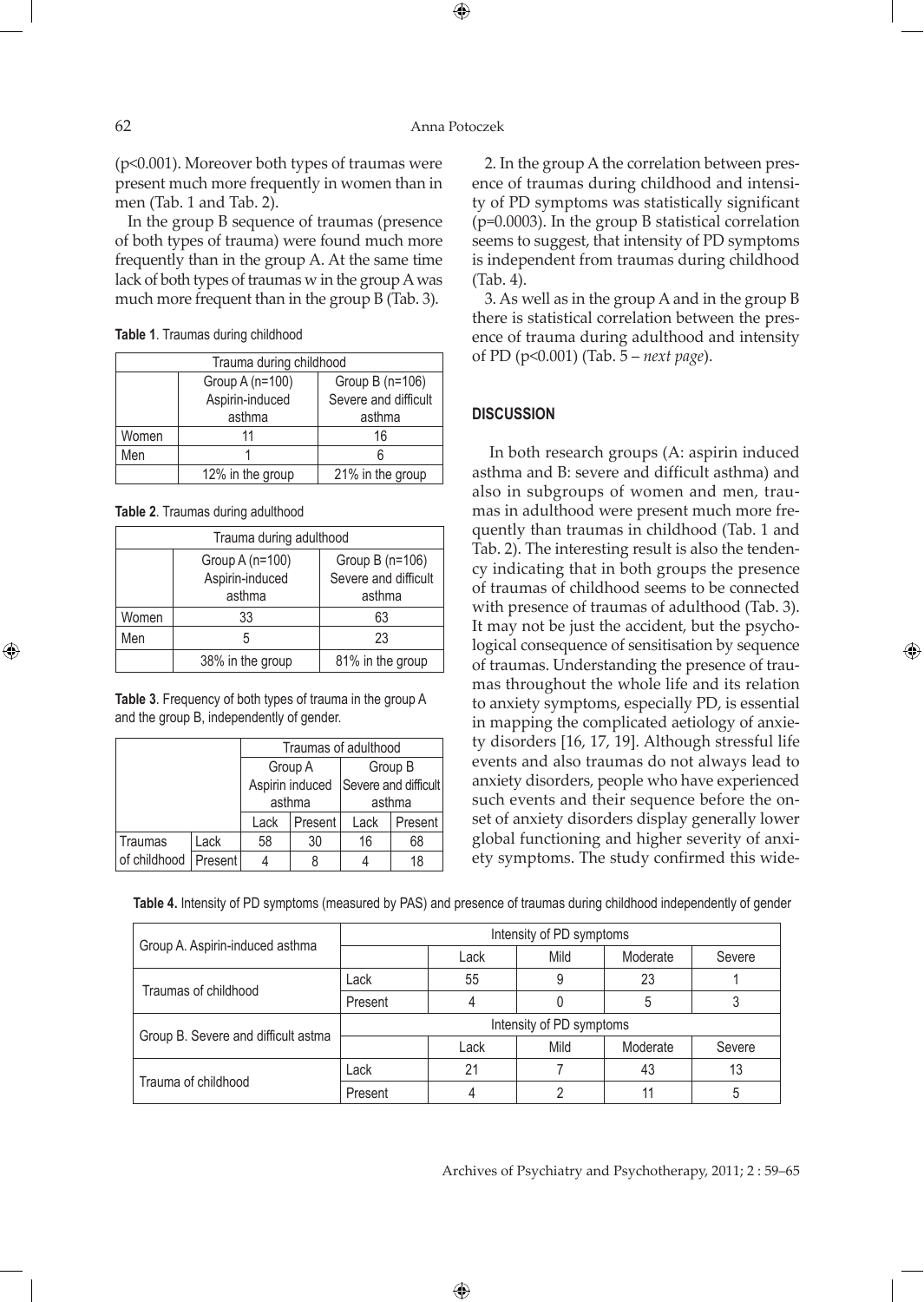($p<0.001$). Moreover both types of traumas were present much more frequently in women than in men (Tab. 1 and Tab. 2).

In the group B sequence of traumas (presence of both types of trauma) were found much more frequently than in the group A. At the same time lack of both types of traumas w in the group A was much more frequent than in the group B (Tab. 3).

**Table 1**. Traumas during childhood

| Trauma during childhood | | |
|---|---|---|
| | Group A (n=100) Aspirin-induced asthma | Group B (n=106) Severe and difficult asthma |
| Women | 11 | 16 |
| Men | 1 | 6 |
| | 12% in the group | 21% in the group |

**Table 2**. Traumas during adulthood

| Trauma during adulthood | | |
|---|---|---|
| | Group A (n=100) Aspirin-induced asthma | Group B (n=106) Severe and difficult asthma |
| Women | 33 | 63 |
| Men | 5 | 23 |
| | 38% in the group | 81% in the group |

**Table 3**. Frequency of both types of trauma in the group A and the group B, independently of gender.

| | | Traumas of adulthood | | | |
|---|---|---|---|---|---|
| | | Group A Aspirin induced asthma | | Group B Severe and difficult asthma | |
| | | Lack | Present | Lack | Present |
| Traumas of childhood | Lack | 58 | 30 | 16 | 68 |
| | Present | 4 | 8 | 4 | 18 |

2. In the group A the correlation between presence of traumas during childhood and intensity of PD symptoms was statistically significant ($p=0.0003$). In the group B statistical correlation seems to suggest, that intensity of PD symptoms is independent from traumas during childhood (Tab. 4).

3. As well as in the group A and in the group B there is statistical correlation between the presence of trauma during adulthood and intensity of PD ($p<0.001$) (Tab. 5 – *next page*).

## DISCUSSION

In both research groups (A: aspirin induced asthma and B: severe and difficult asthma) and also in subgroups of women and men, traumas in adulthood were present much more frequently than traumas in childhood (Tab. 1 and Tab. 2). The interesting result is also the tendency indicating that in both groups the presence of traumas of childhood seems to be connected with presence of traumas of adulthood (Tab. 3). It may not be just the accident, but the psychological consequence of sensitisation by sequence of traumas. Understanding the presence of traumas throughout the whole life and its relation to anxiety symptoms, especially PD, is essential in mapping the complicated aetiology of anxiety disorders [16, 17, 19]. Although stressful life events and also traumas do not always lead to anxiety disorders, people who have experienced such events and their sequence before the onset of anxiety disorders display generally lower global functioning and higher severity of anxiety symptoms. The study confirmed this wide-

**Table 4.** Intensity of PD symptoms (measured by PAS) and presence of traumas during childhood independently of gender

| Group A. Aspirin-induced asthma | Intensity of PD symptoms | | | | |
|---|---|---|---|---|---|
| | | Lack | Mild | Moderate | Severe |
| Traumas of childhood | Lack | 55 | 9 | 23 | 1 |
| | Present | 4 | 0 | 5 | 3 |
| Group B. Severe and difficult astma | Intensity of PD symptoms | | | | |
| | | Lack | Mild | Moderate | Severe |
| Trauma of childhood | Lack | 21 | 7 | 43 | 13 |
| | Present | 4 | 2 | 11 | 5 |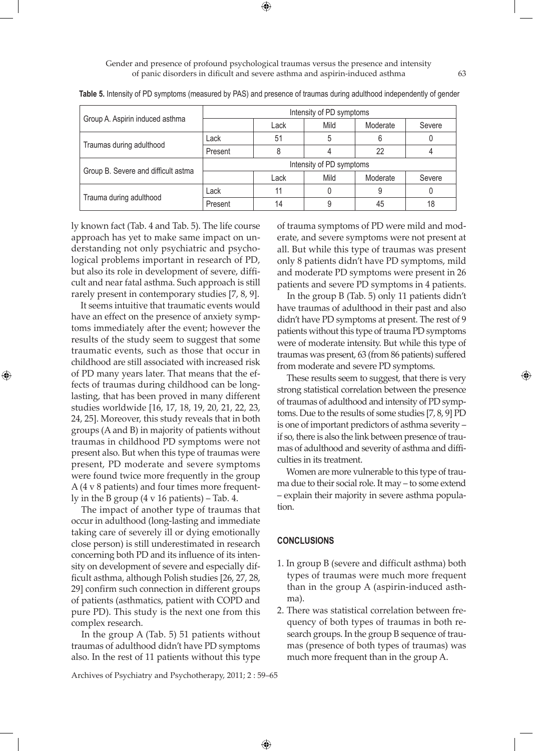**Table 5.** Intensity of PD symptoms (measured by PAS) and presence of traumas during adulthood independently of gender

| Group A. Aspirin induced asthma | | Intensity of PD symptoms | | | |
|---|---|---|---|---|---|
| | | Lack | Mild | Moderate | Severe |
| Traumas during adulthood | Lack | 51 | 5 | 6 | 0 |
| | Present | 8 | 4 | 22 | 4 |
| Group B. Severe and difficult astma | | Intensity of PD symptoms | | | |
| | | Lack | Mild | Moderate | Severe |
| Trauma during adulthood | Lack | 11 | 0 | 9 | 0 |
| | Present | 14 | 9 | 45 | 18 |

ly known fact (Tab. 4 and Tab. 5). The life course approach has yet to make same impact on understanding not only psychiatric and psychological problems important in research of PD, but also its role in development of severe, difficult and near fatal asthma. Such approach is still rarely present in contemporary studies [7, 8, 9].

It seems intuitive that traumatic events would have an effect on the presence of anxiety symptoms immediately after the event; however the results of the study seem to suggest that some traumatic events, such as those that occur in childhood are still associated with increased risk of PD many years later. That means that the effects of traumas during childhood can be long-lasting, that has been proved in many different studies worldwide [16, 17, 18, 19, 20, 21, 22, 23, 24, 25]. Moreover, this study reveals that in both groups (A and B) in majority of patients without traumas in childhood PD symptoms were not present also. But when this type of traumas were present, PD moderate and severe symptoms were found twice more frequently in the group A (4 v 8 patients) and four times more frequently in the B group (4 v 16 patients) – Tab. 4.

The impact of another type of traumas that occur in adulthood (long-lasting and immediate taking care of severely ill or dying emotionally close person) is still underestimated in research concerning both PD and its influence of its intensity on development of severe and especially difficult asthma, although Polish studies [26, 27, 28, 29] confirm such connection in different groups of patients (asthmatics, patient with COPD and pure PD). This study is the next one from this complex research.

In the group A (Tab. 5) 51 patients without traumas of adulthood didn't have PD symptoms also. In the rest of 11 patients without this type of trauma symptoms of PD were mild and moderate, and severe symptoms were not present at all. But while this type of traumas was present only 8 patients didn't have PD symptoms, mild and moderate PD symptoms were present in 26 patients and severe PD symptoms in 4 patients.

In the group B (Tab. 5) only 11 patients didn't have traumas of adulthood in their past and also didn't have PD symptoms at present. The rest of 9 patients without this type of trauma PD symptoms were of moderate intensity. But while this type of traumas was present, 63 (from 86 patients) suffered from moderate and severe PD symptoms.

These results seem to suggest, that there is very strong statistical correlation between the presence of traumas of adulthood and intensity of PD symptoms. Due to the results of some studies [7, 8, 9] PD is one of important predictors of asthma severity – if so, there is also the link between presence of traumas of adulthood and severity of asthma and difficulties in its treatment.

Women are more vulnerable to this type of trauma due to their social role. It may – to some extend – explain their majority in severe asthma population.

## CONCLUSIONS

1. In group B (severe and difficult asthma) both types of traumas were much more frequent than in the group A (aspirin-induced asthma).
2. There was statistical correlation between frequency of both types of traumas in both research groups. In the group B sequence of traumas (presence of both types of traumas) was much more frequent than in the group A.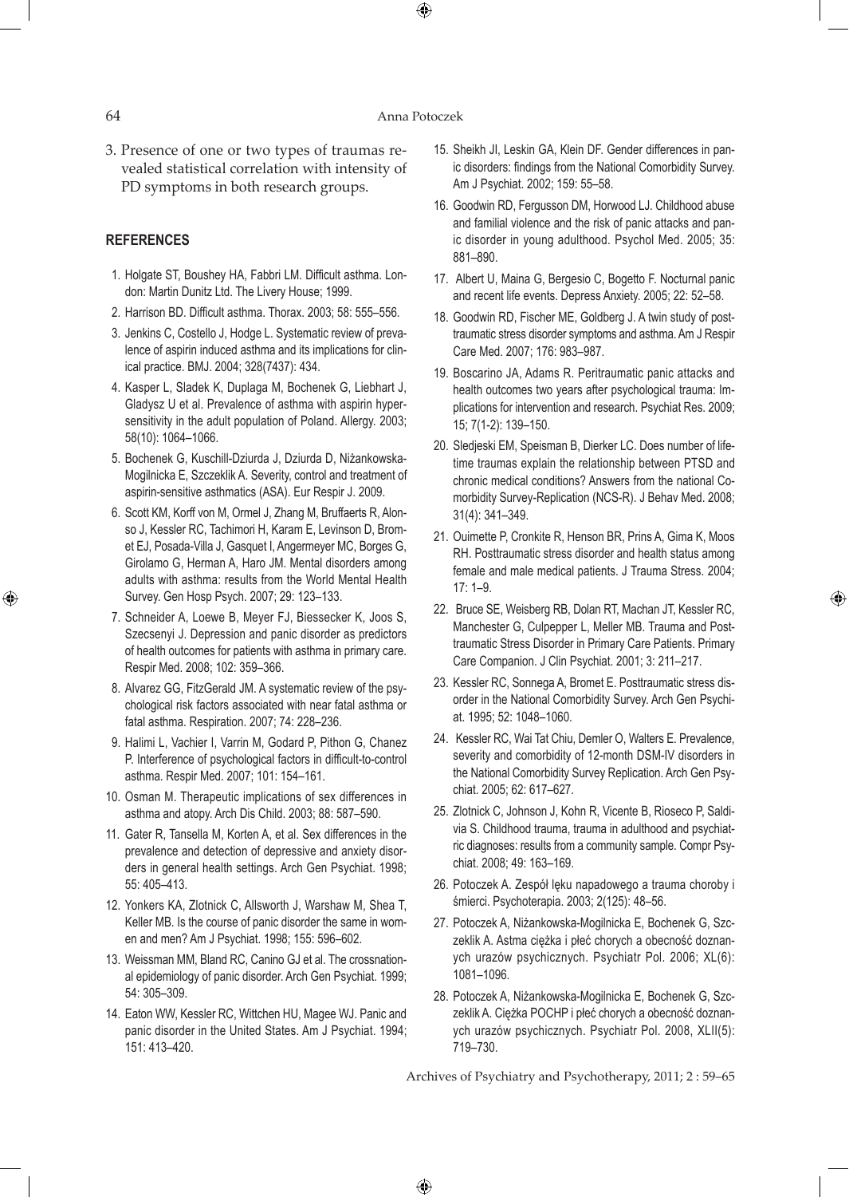3. Presence of one or two types of traumas revealed statistical correlation with intensity of PD symptoms in both research groups.

## REFERENCES

1. Holgate ST, Boushey HA, Fabbri LM. Difficult asthma. London: Martin Dunitz Ltd. The Livery House; 1999.
2. Harrison BD. Difficult asthma. Thorax. 2003; 58: 555–556.
3. Jenkins C, Costello J, Hodge L. Systematic review of prevalence of aspirin induced asthma and its implications for clinical practice. BMJ. 2004; 328(7437): 434.
4. Kasper L, Sladek K, Duplaga M, Bochenek G, Liebhart J, Gladysz U et al. Prevalence of asthma with aspirin hypersensitivity in the adult population of Poland. Allergy. 2003; 58(10): 1064–1066.
5. Bochenek G, Kuschill-Dziurda J, Dziurda D, Niżankowska-Mogilnicka E, Szczeklik A. Severity, control and treatment of aspirin-sensitive asthmatics (ASA). Eur Respir J. 2009.
6. Scott KM, Korff von M, Ormel J, Zhang M, Bruffaerts R, Alonso J, Kessler RC, Tachimori H, Karam E, Levinson D, Bromet EJ, Posada-Villa J, Gasquet I, Angermeyer MC, Borges G, Girolamo G, Herman A, Haro JM. Mental disorders among adults with asthma: results from the World Mental Health Survey. Gen Hosp Psych. 2007; 29: 123–133.
7. Schneider A, Loewe B, Meyer FJ, Biessecker K, Joos S, Szecsenyi J. Depression and panic disorder as predictors of health outcomes for patients with asthma in primary care. Respir Med. 2008; 102: 359–366.
8. Alvarez GG, FitzGerald JM. A systematic review of the psychological risk factors associated with near fatal asthma or fatal asthma. Respiration. 2007; 74: 228–236.
9. Halimi L, Vachier I, Varrin M, Godard P, Pithon G, Chanez P. Interference of psychological factors in difficult-to-control asthma. Respir Med. 2007; 101: 154–161.
10. Osman M. Therapeutic implications of sex differences in asthma and atopy. Arch Dis Child. 2003; 88: 587–590.
11. Gater R, Tansella M, Korten A, et al. Sex differences in the prevalence and detection of depressive and anxiety disorders in general health settings. Arch Gen Psychiat. 1998; 55: 405–413.
12. Yonkers KA, Zlotnick C, Allsworth J, Warshaw M, Shea T, Keller MB. Is the course of panic disorder the same in women and men? Am J Psychiat. 1998; 155: 596–602.
13. Weissman MM, Bland RC, Canino GJ et al. The crossnational epidemiology of panic disorder. Arch Gen Psychiat. 1999; 54: 305–309.
14. Eaton WW, Kessler RC, Wittchen HU, Magee WJ. Panic and panic disorder in the United States. Am J Psychiat. 1994; 151: 413–420.
15. Sheikh JI, Leskin GA, Klein DF. Gender differences in panic disorders: findings from the National Comorbidity Survey. Am J Psychiat. 2002; 159: 55–58.
16. Goodwin RD, Fergusson DM, Horwood LJ. Childhood abuse and familial violence and the risk of panic attacks and panic disorder in young adulthood. Psychol Med. 2005; 35: 881–890.
17. Albert U, Maina G, Bergesio C, Bogetto F. Nocturnal panic and recent life events. Depress Anxiety. 2005; 22: 52–58.
18. Goodwin RD, Fischer ME, Goldberg J. A twin study of posttraumatic stress disorder symptoms and asthma. Am J Respir Care Med. 2007; 176: 983–987.
19. Boscarino JA, Adams R. Peritraumatic panic attacks and health outcomes two years after psychological trauma: Implications for intervention and research. Psychiat Res. 2009; 15; 7(1-2): 139–150.
20. Sledjeski EM, Speisman B, Dierker LC. Does number of lifetime traumas explain the relationship between PTSD and chronic medical conditions? Answers from the national Comorbidity Survey-Replication (NCS-R). J Behav Med. 2008; 31(4): 341–349.
21. Ouimette P, Cronkite R, Henson BR, Prins A, Gima K, Moos RH. Posttraumatic stress disorder and health status among female and male medical patients. J Trauma Stress. 2004; 17: 1–9.
22. Bruce SE, Weisberg RB, Dolan RT, Machan JT, Kessler RC, Manchester G, Culpepper L, Meller MB. Trauma and Posttraumatic Stress Disorder in Primary Care Patients. Primary Care Companion. J Clin Psychiat. 2001; 3: 211–217.
23. Kessler RC, Sonnega A, Bromet E. Posttraumatic stress disorder in the National Comorbidity Survey. Arch Gen Psychiat. 1995; 52: 1048–1060.
24. Kessler RC, Wai Tat Chiu, Demler O, Walters E. Prevalence, severity and comorbidity of 12-month DSM-IV disorders in the National Comorbidity Survey Replication. Arch Gen Psychiat. 2005; 62: 617–627.
25. Zlotnick C, Johnson J, Kohn R, Vicente B, Rioseco P, Saldivia S. Childhood trauma, trauma in adulthood and psychiatric diagnoses: results from a community sample. Compr Psychiat. 2008; 49: 163–169.
26. Potoczek A. Zespół lęku napadowego a trauma choroby i śmierci. Psychoterapia. 2003; 2(125): 48–56.
27. Potoczek A, Niżankowska-Mogilnicka E, Bochenek G, Szczeklik A. Astma ciężka i płeć chorych a obecność doznanych urazów psychicznych. Psychiatr Pol. 2006; XL(6): 1081–1096.
28. Potoczek A, Niżankowska-Mogilnicka E, Bochenek G, Szczeklik A. Ciężka POCHP i płeć chorych a obecność doznanych urazów psychicznych. Psychiatr Pol. 2008, XLII(5): 719–730.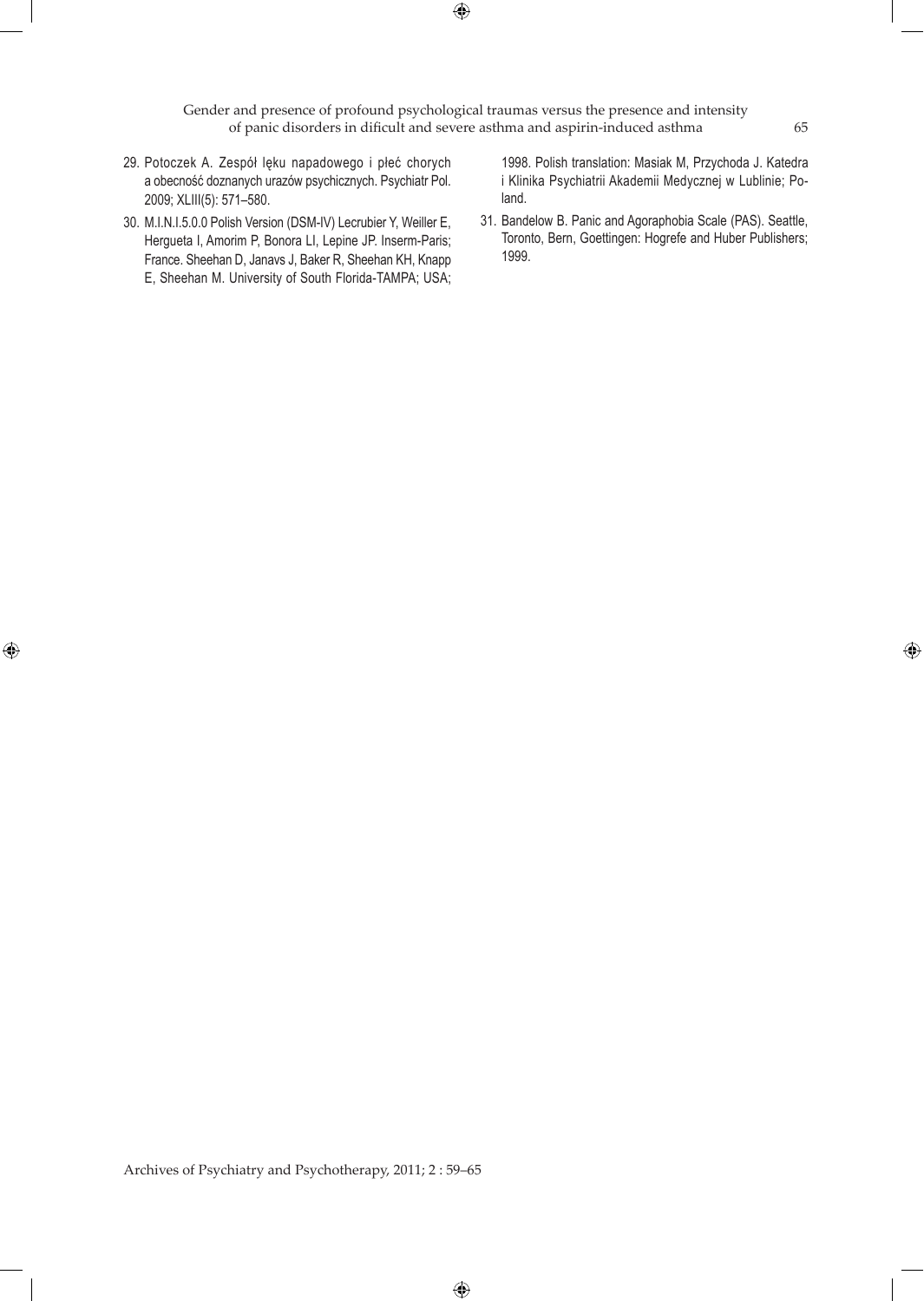29. Potoczek A. Zespół lęku napadowego i płeć chorych a obecność doznanych urazów psychicznych. Psychiatr Pol. 2009; XLIII(5): 571–580.
30. M.I.N.I.5.0.0 Polish Version (DSM-IV) Lecrubier Y, Weiller E, Hergueta I, Amorim P, Bonora LI, Lepine JP. Inserm-Paris; France. Sheehan D, Janavs J, Baker R, Sheehan KH, Knapp E, Sheehan M. University of South Florida-TAMPA; USA; 1998. Polish translation: Masiak M, Przychoda J. Katedra i Klinika Psychiatrii Akademii Medycznej w Lublinie; Poland.
31. Bandelow B. Panic and Agoraphobia Scale (PAS). Seattle, Toronto, Bern, Goettingen: Hogrefe and Huber Publishers; 1999.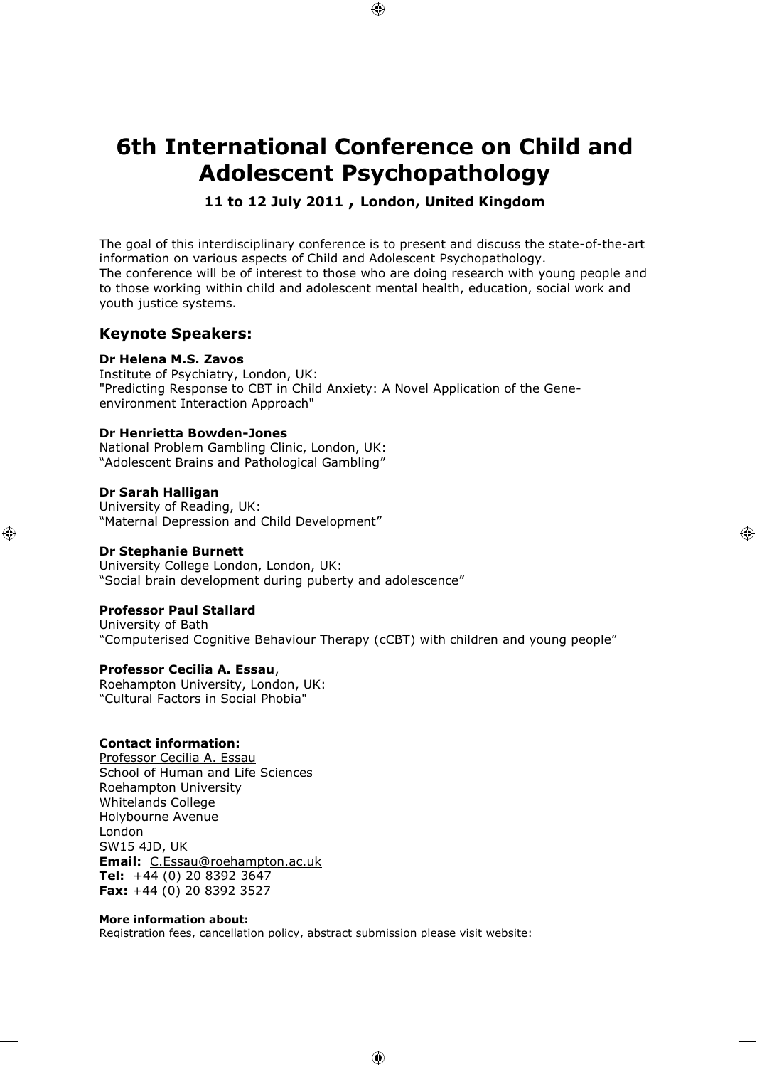# 6th International Conference on Child and Adolescent Psychopathology

**11 to 12 July 2011 , London, United Kingdom**

The goal of this interdisciplinary conference is to present and discuss the state-of-the-art information on various aspects of Child and Adolescent Psychopathology.
The conference will be of interest to those who are doing research with young people and to those working within child and adolescent mental health, education, social work and youth justice systems.

## Keynote Speakers:

**Dr Helena M.S. Zavos**
Institute of Psychiatry, London, UK:
"Predicting Response to CBT in Child Anxiety: A Novel Application of the Gene-environment Interaction Approach"

**Dr Henrietta Bowden-Jones**
National Problem Gambling Clinic, London, UK:
"Adolescent Brains and Pathological Gambling"

**Dr Sarah Halligan**
University of Reading, UK:
"Maternal Depression and Child Development"

**Dr Stephanie Burnett**
University College London, London, UK:
"Social brain development during puberty and adolescence"

**Professor Paul Stallard**
University of Bath
"Computerised Cognitive Behaviour Therapy (cCBT) with children and young people"

**Professor Cecilia A. Essau**,
Roehampton University, London, UK:
"Cultural Factors in Social Phobia"

**Contact information:**
Professor Cecilia A. Essau
School of Human and Life Sciences
Roehampton University
Whitelands College
Holybourne Avenue
London
SW15 4JD, UK
**Email:** C.Essau@roehampton.ac.uk
**Tel:** +44 (0) 20 8392 3647
**Fax:** +44 (0) 20 8392 3527

**More information about:**
Registration fees, cancellation policy, abstract submission please visit website: